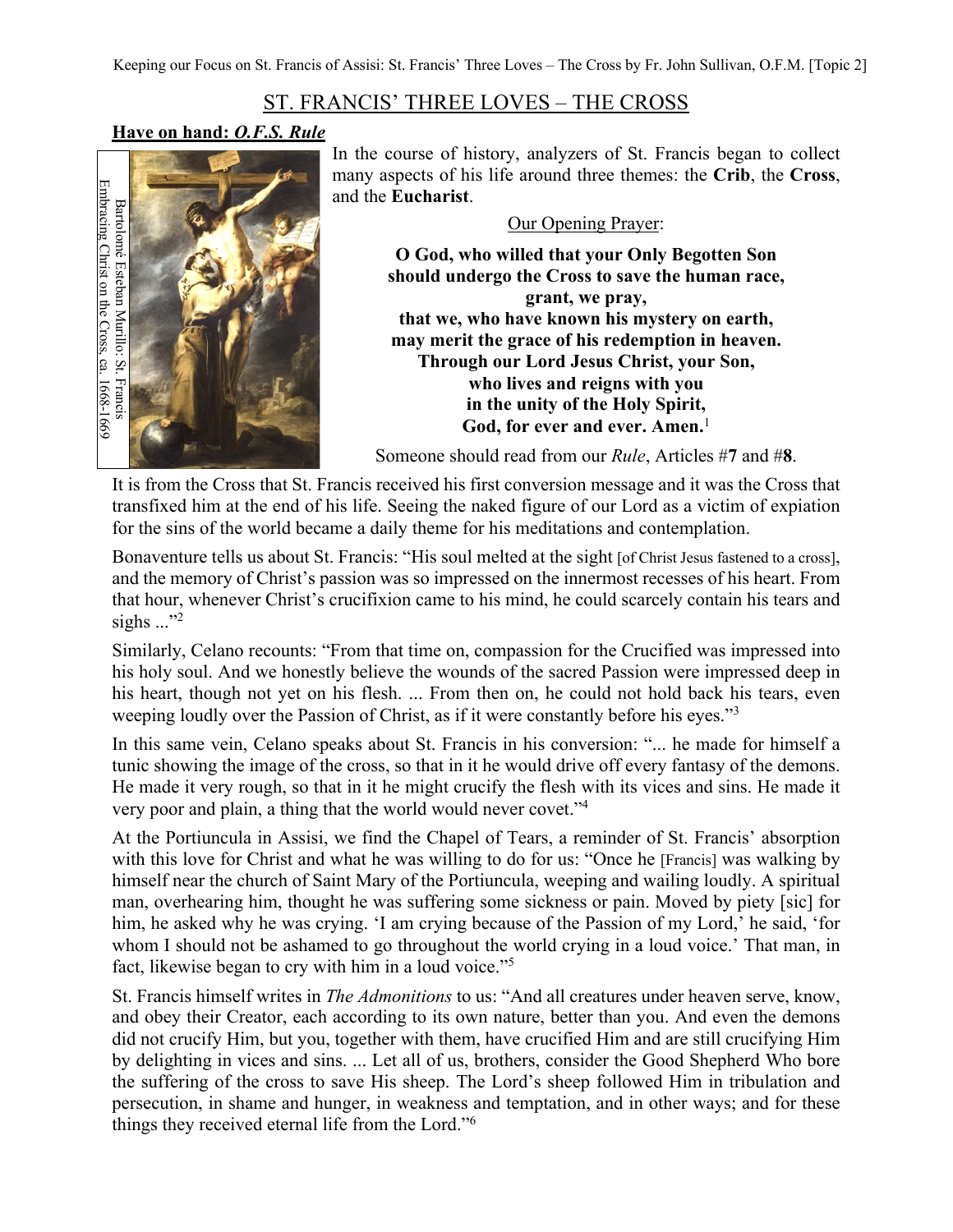# ST. FRANCIS' THREE LOVES – THE CROSS

**Have on hand: *O.F.S. Rule***

Bartolomé Esteban Murillo: St. Francis Embracing Christ on the Cross, ca. 1668-1669

In the course of history, analyzers of St. Francis began to collect many aspects of his life around three themes: the **Crib**, the **Cross**, and the **Eucharist**.

Our Opening Prayer:

**O God, who willed that your Only Begotten Son should undergo the Cross to save the human race, grant, we pray, that we, who have known his mystery on earth, may merit the grace of his redemption in heaven. Through our Lord Jesus Christ, your Son, who lives and reigns with you in the unity of the Holy Spirit, God, for ever and ever. Amen.**[1]

Someone should read from our *Rule*, Articles #**7** and #**8**.

It is from the Cross that St. Francis received his first conversion message and it was the Cross that transfixed him at the end of his life. Seeing the naked figure of our Lord as a victim of expiation for the sins of the world became a daily theme for his meditations and contemplation.

Bonaventure tells us about St. Francis: "His soul melted at the sight [of Christ Jesus fastened to a cross], and the memory of Christ's passion was so impressed on the innermost recesses of his heart. From that hour, whenever Christ's crucifixion came to his mind, he could scarcely contain his tears and sighs ..."[2]

Similarly, Celano recounts: "From that time on, compassion for the Crucified was impressed into his holy soul. And we honestly believe the wounds of the sacred Passion were impressed deep in his heart, though not yet on his flesh. ... From then on, he could not hold back his tears, even weeping loudly over the Passion of Christ, as if it were constantly before his eyes."[3]

In this same vein, Celano speaks about St. Francis in his conversion: "... he made for himself a tunic showing the image of the cross, so that in it he would drive off every fantasy of the demons. He made it very rough, so that in it he might crucify the flesh with its vices and sins. He made it very poor and plain, a thing that the world would never covet."[4]

At the Portiuncula in Assisi, we find the Chapel of Tears, a reminder of St. Francis' absorption with this love for Christ and what he was willing to do for us: "Once he [Francis] was walking by himself near the church of Saint Mary of the Portiuncula, weeping and wailing loudly. A spiritual man, overhearing him, thought he was suffering some sickness or pain. Moved by piety [sic] for him, he asked why he was crying. 'I am crying because of the Passion of my Lord,' he said, 'for whom I should not be ashamed to go throughout the world crying in a loud voice.' That man, in fact, likewise began to cry with him in a loud voice."[5]

St. Francis himself writes in *The Admonitions* to us: "And all creatures under heaven serve, know, and obey their Creator, each according to its own nature, better than you. And even the demons did not crucify Him, but you, together with them, have crucified Him and are still crucifying Him by delighting in vices and sins. ... Let all of us, brothers, consider the Good Shepherd Who bore the suffering of the cross to save His sheep. The Lord's sheep followed Him in tribulation and persecution, in shame and hunger, in weakness and temptation, and in other ways; and for these things they received eternal life from the Lord."[6]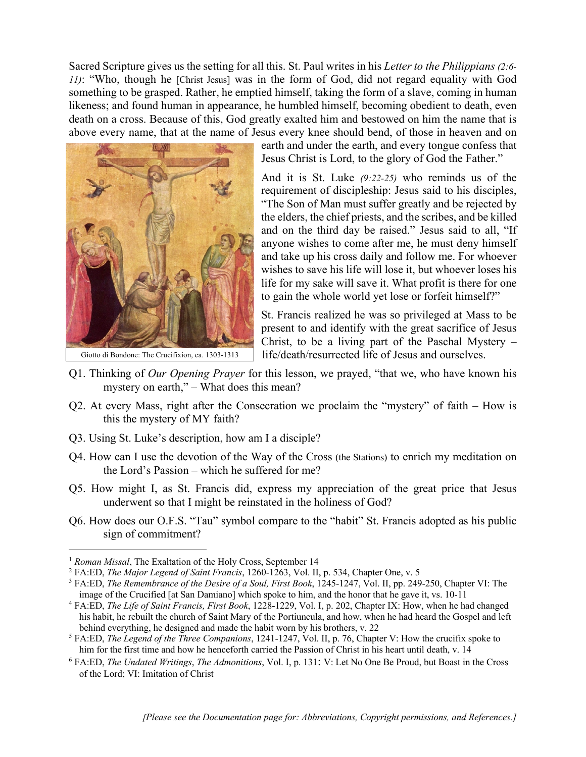Sacred Scripture gives us the setting for all this. St. Paul writes in his *Letter to the Philippians (2:6-11)*: "Who, though he [Christ Jesus] was in the form of God, did not regard equality with God something to be grasped. Rather, he emptied himself, taking the form of a slave, coming in human likeness; and found human in appearance, he humbled himself, becoming obedient to death, even death on a cross. Because of this, God greatly exalted him and bestowed on him the name that is above every name, that at the name of Jesus every knee should bend, of those in heaven and on earth and under the earth, and every tongue confess that Jesus Christ is Lord, to the glory of God the Father."

Giotto di Bondone: The Crucifixion, ca. 1303-1313

And it is St. Luke *(9:22-25)* who reminds us of the requirement of discipleship: Jesus said to his disciples, "The Son of Man must suffer greatly and be rejected by the elders, the chief priests, and the scribes, and be killed and on the third day be raised." Jesus said to all, "If anyone wishes to come after me, he must deny himself and take up his cross daily and follow me. For whoever wishes to save his life will lose it, but whoever loses his life for my sake will save it. What profit is there for one to gain the whole world yet lose or forfeit himself?"

St. Francis realized he was so privileged at Mass to be present to and identify with the great sacrifice of Jesus Christ, to be a living part of the Paschal Mystery – life/death/resurrected life of Jesus and ourselves.

Q1. Thinking of *Our Opening Prayer* for this lesson, we prayed, "that we, who have known his mystery on earth," – What does this mean?

Q2. At every Mass, right after the Consecration we proclaim the "mystery" of faith – How is this the mystery of MY faith?

Q3. Using St. Luke's description, how am I a disciple?

Q4. How can I use the devotion of the Way of the Cross (the Stations) to enrich my meditation on the Lord's Passion – which he suffered for me?

Q5. How might I, as St. Francis did, express my appreciation of the great price that Jesus underwent so that I might be reinstated in the holiness of God?

Q6. How does our O.F.S. "Tau" symbol compare to the "habit" St. Francis adopted as his public sign of commitment?

---

[1] *Roman Missal*, The Exaltation of the Holy Cross, September 14

[2] FA:ED, *The Major Legend of Saint Francis*, 1260-1263, Vol. II, p. 534, Chapter One, v. 5

[3] FA:ED, *The Remembrance of the Desire of a Soul, First Book*, 1245-1247, Vol. II, pp. 249-250, Chapter VI: The image of the Crucified [at San Damiano] which spoke to him, and the honor that he gave it, vs. 10-11

[4] FA:ED, *The Life of Saint Francis, First Book*, 1228-1229, Vol. I, p. 202, Chapter IX: How, when he had changed his habit, he rebuilt the church of Saint Mary of the Portiuncula, and how, when he had heard the Gospel and left behind everything, he designed and made the habit worn by his brothers, v. 22

[5] FA:ED, *The Legend of the Three Companions*, 1241-1247, Vol. II, p. 76, Chapter V: How the crucifix spoke to him for the first time and how he henceforth carried the Passion of Christ in his heart until death, v. 14

[6] FA:ED, *The Undated Writings*, *The Admonitions*, Vol. I, p. 131: V: Let No One Be Proud, but Boast in the Cross of the Lord; VI: Imitation of Christ

*[Please see the Documentation page for: Abbreviations, Copyright permissions, and References.]*